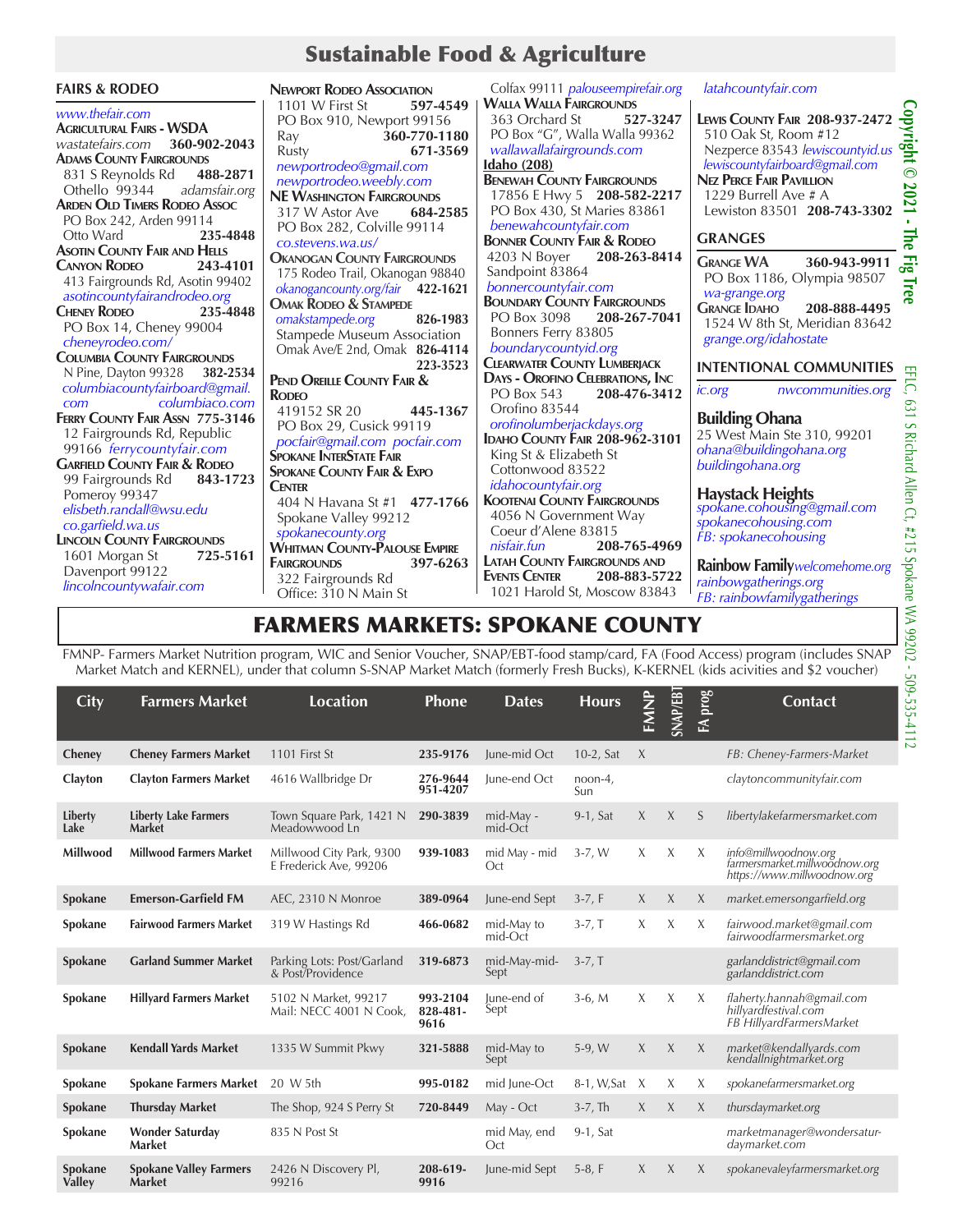# Sustainable Food & Agriculture

## FAIRS & RODEO

*www.thefair.com*

**Agricultural Fairs - WSDA**
*wastatefairs.com* **360-902-2043**

**Adams County Fairgrounds**
831 S Reynolds Rd **488-2871**
Othello 99344 *adamsfair.org*

**Arden Old Timers Rodeo Assoc**
PO Box 242, Arden 99114
Otto Ward **235-4848**

**Asotin County Fair and Hells Canyon Rodeo** **243-4101**
413 Fairgrounds Rd, Asotin 99402
*asotincountyfairandrodeo.org*

**Cheney Rodeo** **235-4848**
PO Box 14, Cheney 99004
*cheneyrodeo.com/*

**Columbia County Fairgrounds**
N Pine, Dayton 99328 **382-2534**
*columbiacountyfairboard@gmail.com* *columbiaco.com*

**Ferry County Fair Assn** **775-3146**
12 Fairgrounds Rd, Republic 99166 *ferrycountyfair.com*

**Garfield County Fair & Rodeo**
99 Fairgrounds Rd **843-1723**
Pomeroy 99347
*elisbeth.randall@wsu.edu*
*co.garfield.wa.us*

**Lincoln County Fairgrounds**
1601 Morgan St **725-5161**
Davenport 99122
*lincolncountywafair.com*

**Newport Rodeo Association**
1101 W First St **597-4549**
PO Box 910, Newport 99156
Ray **360-770-1180**
Rusty **671-3569**
*newportrodeo@gmail.com*
*newportrodeo.weebly.com*

**NE Washington Fairgrounds**
317 W Astor Ave **684-2585**
PO Box 282, Colville 99114
*co.stevens.wa.us/*

**Okanogan County Fairgrounds**
175 Rodeo Trail, Okanogan 98840
*okanogancounty.org/fair* **422-1621**

**Omak Rodeo & Stampede**
*omakstampede.org* **826-1983**
Stampede Museum Association
Omak Ave/E 2nd, Omak **826-4114**
**223-3523**

**Pend Oreille County Fair & Rodeo**
419152 SR 20 **445-1367**
PO Box 29, Cusick 99119
*pocfair@gmail.com* *pocfair.com*

**Spokane InterState Fair**

**Spokane County Fair & Expo Center**
404 N Havana St #1 **477-1766**
Spokane Valley 99212
*spokanecounty.org*

**Whitman County-Palouse Empire Fairgrounds** **397-6263**
322 Fairgrounds Rd
Office: 310 N Main St
Colfax 99111 *palouseempirefair.org*

**Walla Walla Fairgrounds**
363 Orchard St **527-3247**
PO Box "G", Walla Walla 99362
*wallawallafairgrounds.com*

**Idaho (208)**

**Benewah County Fairgrounds**
17856 E Hwy 5 **208-582-2217**
PO Box 430, St Maries 83861
*benewahcountyfair.com*

**Bonner County Fair & Rodeo**
4203 N Boyer **208-263-8414**
Sandpoint 83864
*bonnercountyfair.com*

**Boundary County Fairgrounds**
PO Box 3098 **208-267-7041**
Bonners Ferry 83805
*boundarycountyid.org*

**Clearwater County Lumberjack Days - Orofino Celebrations, Inc**
PO Box 543 **208-476-3412**
Orofino 83544
*orofinolumberjackdays.org*

**Idaho County Fair** **208-962-3101**
King St & Elizabeth St
Cottonwood 83522
*idahocountyfair.org*

**Kootenai County Fairgrounds**
4056 N Government Way
Coeur d'Alene 83815
*nisfair.fun* **208-765-4969**

**Latah County Fairgrounds and Events Center** **208-883-5722**
1021 Harold St, Moscow 83843
*latahcountyfair.com*

**Lewis County Fair** **208-937-2472**
510 Oak St, Room #12
Nezperce 83543 *lewiscountyid.us*
*lewiscountyfairboard@gmail.com*

**Nez Perce Fair Pavillion**
1229 Burrell Ave # A
Lewiston 83501 **208-743-3302**

## GRANGES

**Grange WA** **360-943-9911**
PO Box 1186, Olympia 98507
*wa-grange.org*

**Grange Idaho** **208-888-4495**
1524 W 8th St, Meridian 83642
*grange.org/idahostate*

## INTENTIONAL COMMUNITIES

*ic.org* *nwcommunities.org*

**Building Ohana**
25 West Main Ste 310, 99201
*ohana@buildingohana.org*
*buildingohana.org*

**Haystack Heights**
*spokane.cohousing@gmail.com*
*spokanecohousing.com*
*FB: spokanecohousing*

**Rainbow Family** *welcomehome.org*
*rainbowgatherings.org*
*FB: rainbowfamilygatherings*

# FARMERS MARKETS: SPOKANE COUNTY

FMNP- Farmers Market Nutrition program, WIC and Senior Voucher, SNAP/EBT-food stamp/card, FA (Food Access) program (includes SNAP Market Match and KERNEL), under that column S-SNAP Market Match (formerly Fresh Bucks), K-KERNEL (kids acivities and $2 voucher)

| City | Farmers Market | Location | Phone | Dates | Hours | FMNP | SNAP/EBT | FA prog | Contact |
|---|---|---|---|---|---|---|---|---|---|
| Cheney | Cheney Farmers Market | 1101 First St | 235-9176 | June-mid Oct | 10-2, Sat | X | | | FB: Cheney-Farmers-Market |
| Clayton | Clayton Farmers Market | 4616 Wallbridge Dr | 276-9644 951-4207 | June-end Oct | noon-4, Sun | | | | claytoncommunityfair.com |
| Liberty Lake | Liberty Lake Farmers Market | Town Square Park, 1421 N Meadowwood Ln | 290-3839 | mid-May - mid-Oct | 9-1, Sat | X | X | S | libertylakefarmersmarket.com |
| Millwood | Millwood Farmers Market | Millwood City Park, 9300 E Frederick Ave, 99206 | 939-1083 | mid May - mid Oct | 3-7, W | X | X | X | info@millwoodnow.org farmersmarket.millwoodnow.org https://www.millwoodnow.org |
| Spokane | Emerson-Garfield FM | AEC, 2310 N Monroe | 389-0964 | June-end Sept | 3-7, F | X | X | X | market.emersongarfield.org |
| Spokane | Fairwood Farmers Market | 319 W Hastings Rd | 466-0682 | mid-May to mid-Oct | 3-7, T | X | X | X | fairwood.market@gmail.com fairwoodfarmersmarket.org |
| Spokane | Garland Summer Market | Parking Lots: Post/Garland & Post/Providence | 319-6873 | mid-May-mid-Sept | 3-7, T | | | | garlanddistrict@gmail.com garlanddistrict.com |
| Spokane | Hillyard Farmers Market | 5102 N Market, 99217 Mail: NECC 4001 N Cook, | 993-2104 828-481-9616 | June-end of Sept | 3-6, M | X | X | X | flaherty.hannah@gmail.com hillyardfestival.com FB HillyardFarmersMarket |
| Spokane | Kendall Yards Market | 1335 W Summit Pkwy | 321-5888 | mid-May to Sept | 5-9, W | X | X | X | market@kendallyards.com kendallnightmarket.org |
| Spokane | Spokane Farmers Market | 20 W 5th | 995-0182 | mid June-Oct | 8-1, W,Sat | X | X | X | spokanefarmersmarket.org |
| Spokane | Thursday Market | The Shop, 924 S Perry St | 720-8449 | May - Oct | 3-7, Th | X | X | X | thursdaymarket.org |
| Spokane | Wonder Saturday Market | 835 N Post St | | mid May, end Oct | 9-1, Sat | | | | marketmanager@wondersaturdaymarket.com |
| Spokane Valley | Spokane Valley Farmers Market | 2426 N Discovery Pl, 99216 | 208-619-9916 | June-mid Sept | 5-8, F | X | X | X | spokanevaleyfarmersmarket.org |

Copyright © 2021 - The Fig Tree
EFLC, 631 S Richard Allen Ct, #215 Spokane WA 99202 - 509-535-4112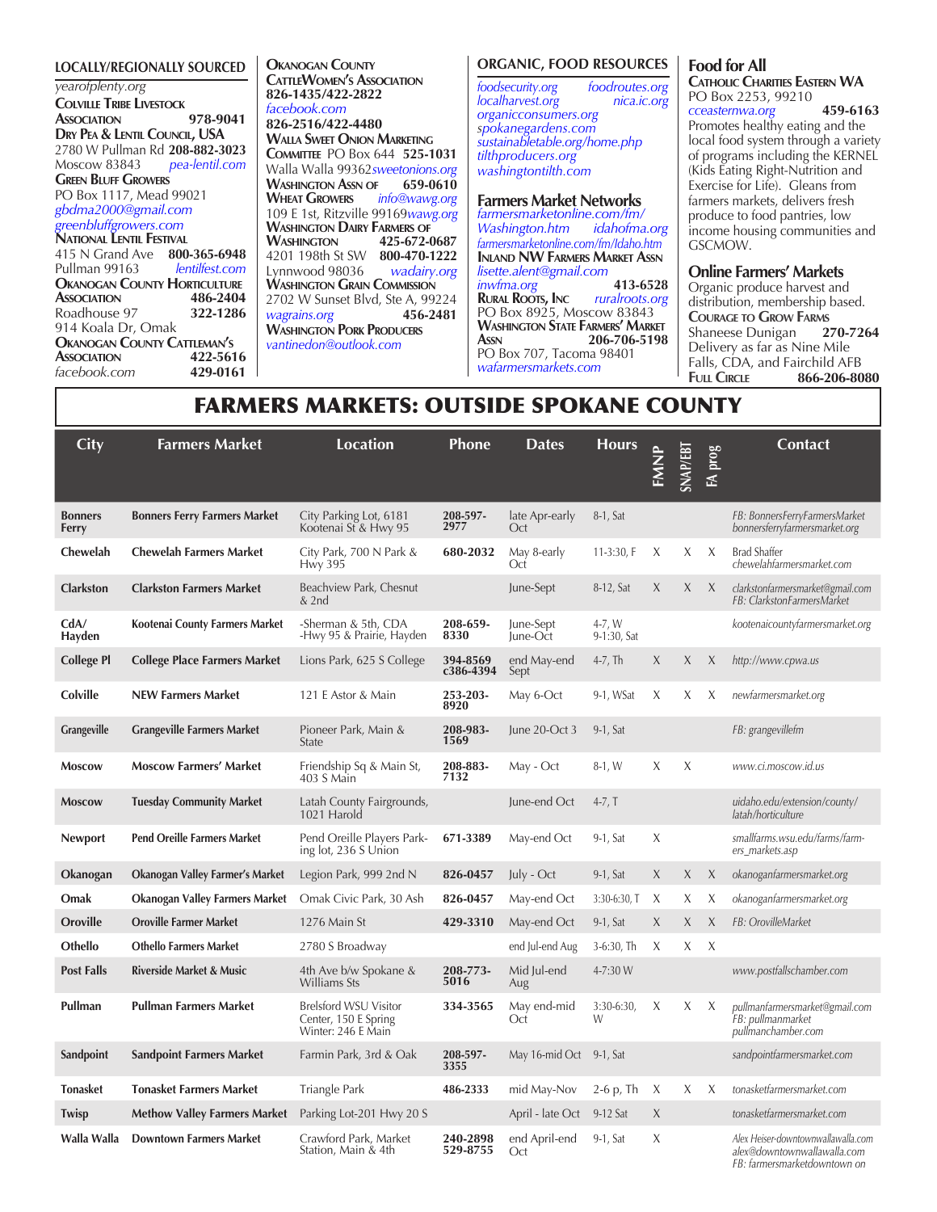## LOCALLY/REGIONALLY SOURCED

*yearofplenty.org*

**Colville Tribe Livestock Association** **978-9041**

**Dry Pea & Lentil Council, USA**
2780 W Pullman Rd **208-882-3023**
Moscow 83843 *pea-lentil.com*

**Green Bluff Growers**
PO Box 1117, Mead 99021
*gbdma2000@gmail.com*
*greenbluffgrowers.com*

**National Lentil Festival**
415 N Grand Ave **800-365-6948**
Pullman 99163 *lentilfest.com*

**Okanogan County Horticulture Association** **486-2404**
Roadhouse 97 **322-1286**
914 Koala Dr, Omak

**Okanogan County Cattleman's Association** **422-5616**
*facebook.com* **429-0161**

**Okanogan County CattleWomen's Association**
**826-1435/422-2822**
*facebook.com*
**826-2516/422-4480**

**Walla Sweet Onion Marketing Committee** PO Box 644 **525-1031**
Walla Walla 99362 *sweetonions.org*

**Washington Assn of Wheat Growers** **659-0610**
*info@wawg.org*
109 E 1st, Ritzville 99169 *wawg.org*

**Washington Dairy Farmers of Washington** **425-672-0687**
4201 198th St SW **800-470-1222**
Lynnwood 98036 *wadairy.org*

**Washington Grain Commission**
2702 W Sunset Blvd, Ste A, 99224
*wagrains.org* **456-2481**

**Washington Pork Producers**
*vantinedon@outlook.com*

## ORGANIC, FOOD RESOURCES

*foodsecurity.org* *foodroutes.org*
*localharvest.org* *nica.ic.org*
*organicconsumers.org*
*spokanegardens.com*
*sustainabletable.org/home.php*
*tilthproducers.org*
*washingtontilth.com*

## Farmers Market Networks

*farmersmarketonline.com/fm/Washington.htm* *idahofma.org*
*farmersmarketonline.com/fm/Idaho.htm*

**Inland NW Farmers Market Assn**
*lisette.alent@gmail.com*
*inwfma.org* **413-6528**

**Rural Roots, Inc** *ruralroots.org*
PO Box 8925, Moscow 83843

**Washington State Farmers' Market Assn** **206-706-5198**
PO Box 707, Tacoma 98401
*wafarmersmarkets.com*

## Food for All

**Catholic Charities Eastern WA**
PO Box 2253, 99210
*cceasternwa.org* **459-6163**
Promotes healthy eating and the local food system through a variety of programs including the KERNEL (Kids Eating Right-Nutrition and Exercise for Life). Gleans from farmers markets, delivers fresh produce to food pantries, low income housing communities and GSCMOW.

## Online Farmers' Markets

Organic produce harvest and distribution, membership based.

**Courage to Grow Farms**
Shaneese Dunigan **270-7264**
Delivery as far as Nine Mile Falls, CDA, and Fairchild AFB

**Full Circle** **866-206-8080**

# FARMERS MARKETS: OUTSIDE SPOKANE COUNTY

| City | Farmers Market | Location | Phone | Dates | Hours | FMNP | SNAP/EBT | FA prog | Contact |
|---|---|---|---|---|---|---|---|---|---|
| **Bonners Ferry** | **Bonners Ferry Farmers Market** | City Parking Lot, 6181 Kootenai St & Hwy 95 | **208-597-2977** | late Apr-early Oct | 8-1, Sat | | | | *FB: BonnersFerryFarmersMarket bonnersferryfarmersmarket.org* |
| **Chewelah** | **Chewelah Farmers Market** | City Park, 700 N Park & Hwy 395 | **680-2032** | May 8-early Oct | 11-3:30, F | X | X | X | Brad Shaffer *chewelahfarmersmarket.com* |
| **Clarkston** | **Clarkston Farmers Market** | Beachview Park, Chesnut & 2nd | | June-Sept | 8-12, Sat | X | X | X | *clarkstonfarmersmarket@gmail.com FB: ClarkstonFarmersMarket* |
| **CdA/ Hayden** | **Kootenai County Farmers Market** | -Sherman & 5th, CDA -Hwy 95 & Prairie, Hayden | **208-659-8330** | June-Sept June-Oct | 4-7, W 9-1:30, Sat | | | | *kootenaicountyfarmersmarket.org* |
| **College Pl** | **College Place Farmers Market** | Lions Park, 625 S College | **394-8569 c386-4394** | end May-end Sept | 4-7, Th | X | X | X | *http://www.cpwa.us* |
| **Colville** | **NEW Farmers Market** | 121 E Astor & Main | **253-203-8920** | May 6-Oct | 9-1, WSat | X | X | X | *newfarmersmarket.org* |
| **Grangeville** | **Grangeville Farmers Market** | Pioneer Park, Main & State | **208-983-1569** | June 20-Oct 3 | 9-1, Sat | | | | *FB: grangevillefm* |
| **Moscow** | **Moscow Farmers' Market** | Friendship Sq & Main St, 403 S Main | **208-883-7132** | May - Oct | 8-1, W | X | X | | *www.ci.moscow.id.us* |
| **Moscow** | **Tuesday Community Market** | Latah County Fairgrounds, 1021 Harold | | June-end Oct | 4-7, T | | | | *uidaho.edu/extension/county/latah/horticulture* |
| **Newport** | **Pend Oreille Farmers Market** | Pend Oreille Players Parking lot, 236 S Union | **671-3389** | May-end Oct | 9-1, Sat | X | | | *smallfarms.wsu.edu/farms/farmers_markets.asp* |
| **Okanogan** | **Okanogan Valley Farmer's Market** | Legion Park, 999 2nd N | **826-0457** | July - Oct | 9-1, Sat | X | X | X | *okanoganfarmersmarket.org* |
| **Omak** | **Okanogan Valley Farmers Market** | Omak Civic Park, 30 Ash | **826-0457** | May-end Oct | 3:30-6:30, T | X | X | X | *okanoganfarmersmarket.org* |
| **Oroville** | **Oroville Farmer Market** | 1276 Main St | **429-3310** | May-end Oct | 9-1, Sat | X | X | X | *FB: OrovilleMarket* |
| **Othello** | **Othello Farmers Market** | 2780 S Broadway | | end Jul-end Aug | 3-6:30, Th | X | X | X | |
| **Post Falls** | **Riverside Market & Music** | 4th Ave b/w Spokane & Williams Sts | **208-773-5016** | Mid Jul-end Aug | 4-7:30 W | | | | *www.postfallschamber.com* |
| **Pullman** | **Pullman Farmers Market** | Brelsford WSU Visitor Center, 150 E Spring Winter: 246 E Main | **334-3565** | May end-mid Oct | 3:30-6:30, W | X | X | X | *pullmanfarmersmarket@gmail.com FB: pullmanmarket pullmanchamber.com* |
| **Sandpoint** | **Sandpoint Farmers Market** | Farmin Park, 3rd & Oak | **208-597-3355** | May 16-mid Oct | 9-1, Sat | | | | *sandpointfarmersmarket.com* |
| **Tonasket** | **Tonasket Farmers Market** | Triangle Park | **486-2333** | mid May-Nov | 2-6 p, Th | X | X | X | *tonasketfarmersmarket.com* |
| **Twisp** | **Methow Valley Farmers Market** | Parking Lot-201 Hwy 20 S | | April - late Oct | 9-12 Sat | X | | | *tonasketfarmersmarket.com* |
| **Walla Walla** | **Downtown Farmers Market** | Crawford Park, Market Station, Main & 4th | **240-2898 529-8755** | end April-end Oct | 9-1, Sat | X | | | *Alex Heiser-downtownwallawalla.com alex@downtownwallawalla.com FB: farmersmarketdowntown on* |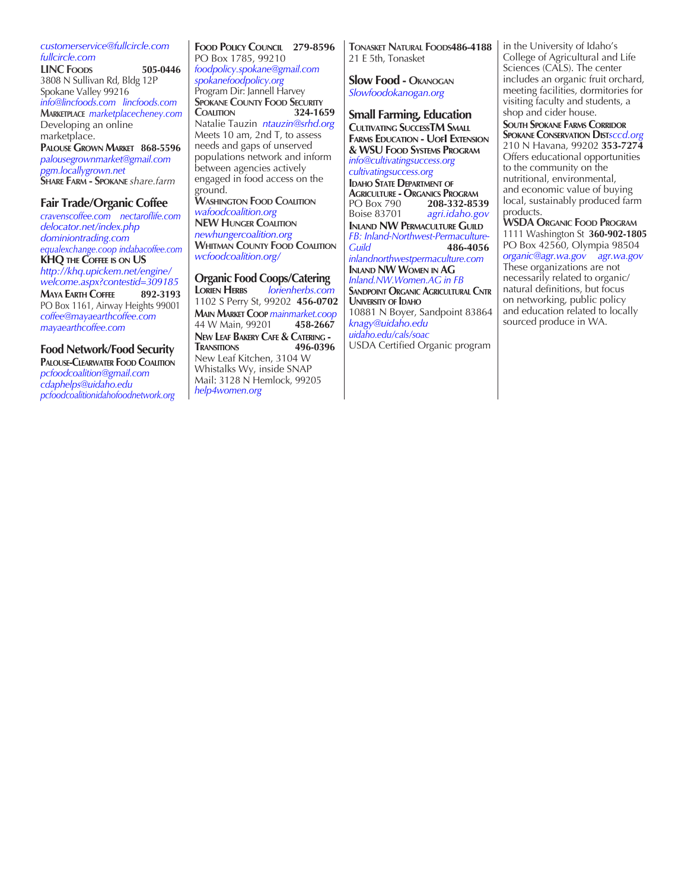customerservice@fullcircle.com
fullcircle.com

**LINC Foods** 505-0446
3808 N Sullivan Rd, Bldg 12P
Spokane Valley 99216
info@lincfoods.com lincfoods.com

**Marketplace** marketplacecheney.com
Developing an online marketplace.

**Palouse Grown Market** 868-5596
palousegrownmarket@gmail.com
pgm.locallygrown.net

**Share Farm - Spokane** share.farm

## Fair Trade/Organic Coffee

cravenscoffee.com nectaroflife.com
delocator.net/index.php
dominiontrading.com
equalexchange.coop indabacoffee.com

**KHQ the Coffee is on US**
http://khq.upickem.net/engine/welcome.aspx?contestid=309185

**Maya Earth Coffee** 892-3193
PO Box 1161, Airway Heights 99001
coffee@mayaearthcoffee.com
mayaearthcoffee.com

## Food Network/Food Security

**Palouse-Clearwater Food Coalition**
pcfoodcoalition@gmail.com
cdaphelps@uidaho.edu
pcfoodcoalitionidahofoodnetwork.org

**Food Policy Council** 279-8596
PO Box 1785, 99210
foodpolicy.spokane@gmail.com
spokanefoodpolicy.org
Program Dir: Jannell Harvey

**Spokane County Food Security Coalition** 324-1659
Natalie Tauzin ntauzin@srhd.org
Meets 10 am, 2nd T, to assess needs and gaps of unserved populations network and inform between agencies actively engaged in food access on the ground.

**Washington Food Coalition**
wafoodcoalition.org

**NEW Hunger Coalition**
newhungercoalition.org

**Whitman County Food Coalition**
wcfoodcoalition.org/

## Organic Food Coops/Catering

**Lorien Herbs** lorienherbs.com
1102 S Perry St, 99202 456-0702

**Main Market Coop** mainmarket.coop
44 W Main, 99201 458-2667

**New Leaf Bakery Cafe & Catering - Transitions** 496-0396
New Leaf Kitchen, 3104 W Whistalks Wy, inside SNAP
Mail: 3128 N Hemlock, 99205
help4women.org

**Tonasket Natural Foods** 486-4188
21 E 5th, Tonasket

## Slow Food - Okanogan

Slowfoodokanogan.org

## Small Farming, Education

**CultivatingSuccessTM Small Farms Education - UofI Extension & WSU Food Systems Program**
info@cultivatingsuccess.org
cultivatingsuccess.org

**Idaho State Department of Agriculture - Organics Program**
PO Box 790 208-332-8539
Boise 83701 agri.idaho.gov

**Inland NW Permaculture Guild**
FB: Inland-Northwest-Permaculture-Guild 486-4056
inlandnorthwestpermaculture.com

**Inland NW Women in AG**
Inland.NW.Women.AG in FB

**Sandpoint Organic Agricultural Cntr University of Idaho**
10881 N Boyer, Sandpoint 83864
knagy@uidaho.edu
uidaho.edu/cals/soac
USDA Certified Organic program in the University of Idaho's College of Agricultural and Life Sciences (CALS). The center includes an organic fruit orchard, meeting facilities, dormitories for visiting faculty and students, a shop and cider house.

**South Spokane Farms Corridor Spokane Conservation Dist** sccd.org
210 N Havana, 99202 353-7274
Offers educational opportunities to the community on the nutritional, environmental, and economic value of buying local, sustainably produced farm products.

**WSDA Organic Food Program**
1111 Washington St 360-902-1805
PO Box 42560, Olympia 98504
organic@agr.wa.gov agr.wa.gov
These organizations are not necessarily related to organic/natural definitions, but focus on networking, public policy and education related to locally sourced produce in WA.